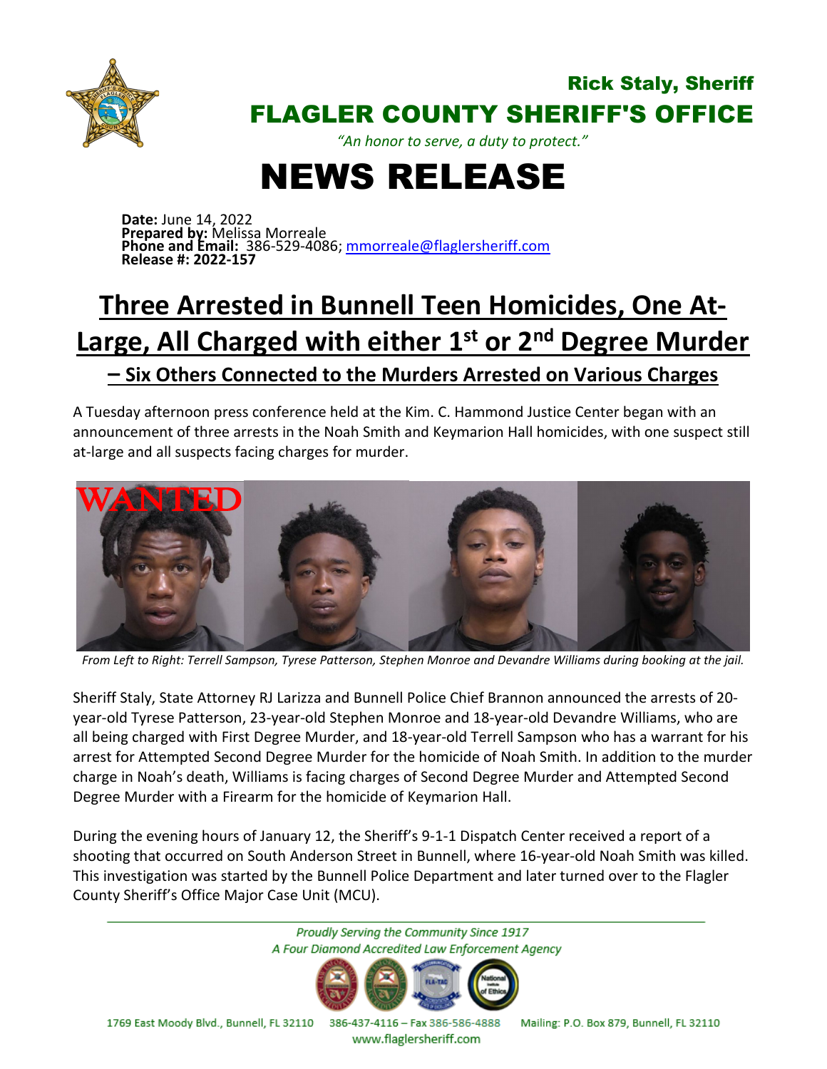Rick Staly, Sheriff

# FLAGLER COUNTY SHERIFF'S OFFICE

*"An honor to serve, a duty to protect."*

# NEWS RELEASE

**Date:** June 14, 2022
**Prepared by:** Melissa Morreale
**Phone and Email:** 386-529-4086; mmorreale@flaglersheriff.com
**Release #: 2022-157**

## Three Arrested in Bunnell Teen Homicides, One At-Large, All Charged with either 1st or 2nd Degree Murder

### – Six Others Connected to the Murders Arrested on Various Charges

A Tuesday afternoon press conference held at the Kim. C. Hammond Justice Center began with an announcement of three arrests in the Noah Smith and Keymarion Hall homicides, with one suspect still at-large and all suspects facing charges for murder.

WANTED

*From Left to Right: Terrell Sampson, Tyrese Patterson, Stephen Monroe and Devandre Williams during booking at the jail.*

Sheriff Staly, State Attorney RJ Larizza and Bunnell Police Chief Brannon announced the arrests of 20-year-old Tyrese Patterson, 23-year-old Stephen Monroe and 18-year-old Devandre Williams, who are all being charged with First Degree Murder, and 18-year-old Terrell Sampson who has a warrant for his arrest for Attempted Second Degree Murder for the homicide of Noah Smith. In addition to the murder charge in Noah's death, Williams is facing charges of Second Degree Murder and Attempted Second Degree Murder with a Firearm for the homicide of Keymarion Hall.

During the evening hours of January 12, the Sheriff's 9-1-1 Dispatch Center received a report of a shooting that occurred on South Anderson Street in Bunnell, where 16-year-old Noah Smith was killed. This investigation was started by the Bunnell Police Department and later turned over to the Flagler County Sheriff's Office Major Case Unit (MCU).

*Proudly Serving the Community Since 1917*
*A Four Diamond Accredited Law Enforcement Agency*

1769 East Moody Blvd., Bunnell, FL 32110 386-437-4116 – Fax 386-586-4888 Mailing: P.O. Box 879, Bunnell, FL 32110
www.flaglersheriff.com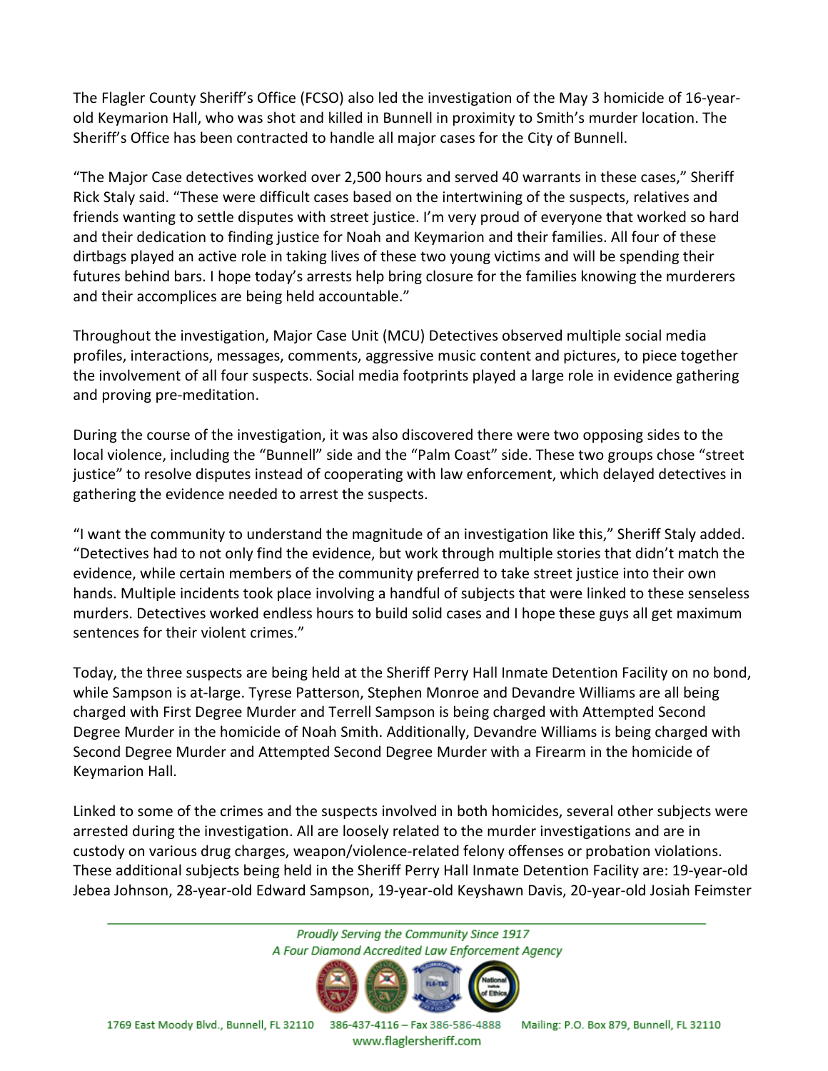The Flagler County Sheriff's Office (FCSO) also led the investigation of the May 3 homicide of 16-year-old Keymarion Hall, who was shot and killed in Bunnell in proximity to Smith's murder location. The Sheriff's Office has been contracted to handle all major cases for the City of Bunnell.

"The Major Case detectives worked over 2,500 hours and served 40 warrants in these cases," Sheriff Rick Staly said. "These were difficult cases based on the intertwining of the suspects, relatives and friends wanting to settle disputes with street justice. I'm very proud of everyone that worked so hard and their dedication to finding justice for Noah and Keymarion and their families. All four of these dirtbags played an active role in taking lives of these two young victims and will be spending their futures behind bars. I hope today's arrests help bring closure for the families knowing the murderers and their accomplices are being held accountable."

Throughout the investigation, Major Case Unit (MCU) Detectives observed multiple social media profiles, interactions, messages, comments, aggressive music content and pictures, to piece together the involvement of all four suspects. Social media footprints played a large role in evidence gathering and proving pre-meditation.

During the course of the investigation, it was also discovered there were two opposing sides to the local violence, including the "Bunnell" side and the "Palm Coast" side. These two groups chose "street justice" to resolve disputes instead of cooperating with law enforcement, which delayed detectives in gathering the evidence needed to arrest the suspects.

"I want the community to understand the magnitude of an investigation like this," Sheriff Staly added. "Detectives had to not only find the evidence, but work through multiple stories that didn't match the evidence, while certain members of the community preferred to take street justice into their own hands. Multiple incidents took place involving a handful of subjects that were linked to these senseless murders. Detectives worked endless hours to build solid cases and I hope these guys all get maximum sentences for their violent crimes."

Today, the three suspects are being held at the Sheriff Perry Hall Inmate Detention Facility on no bond, while Sampson is at-large. Tyrese Patterson, Stephen Monroe and Devandre Williams are all being charged with First Degree Murder and Terrell Sampson is being charged with Attempted Second Degree Murder in the homicide of Noah Smith. Additionally, Devandre Williams is being charged with Second Degree Murder and Attempted Second Degree Murder with a Firearm in the homicide of Keymarion Hall.

Linked to some of the crimes and the suspects involved in both homicides, several other subjects were arrested during the investigation. All are loosely related to the murder investigations and are in custody on various drug charges, weapon/violence-related felony offenses or probation violations. These additional subjects being held in the Sheriff Perry Hall Inmate Detention Facility are: 19-year-old Jebea Johnson, 28-year-old Edward Sampson, 19-year-old Keyshawn Davis, 20-year-old Josiah Feimster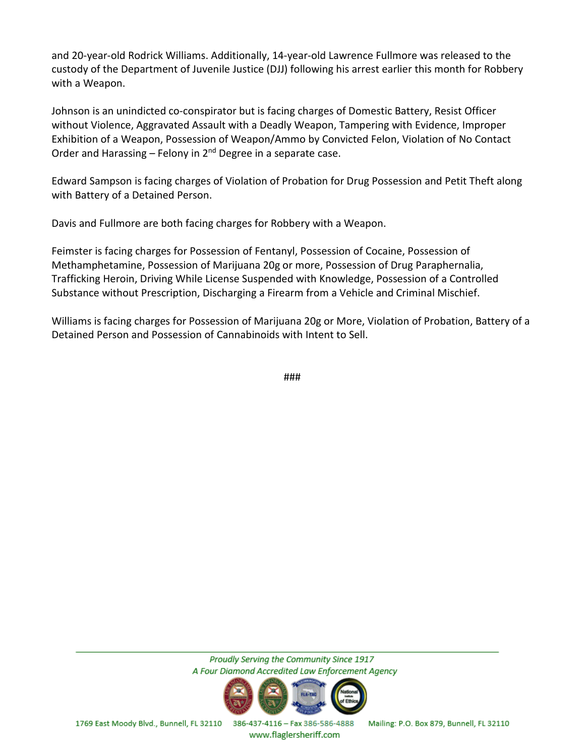and 20-year-old Rodrick Williams. Additionally, 14-year-old Lawrence Fullmore was released to the custody of the Department of Juvenile Justice (DJJ) following his arrest earlier this month for Robbery with a Weapon.

Johnson is an unindicted co-conspirator but is facing charges of Domestic Battery, Resist Officer without Violence, Aggravated Assault with a Deadly Weapon, Tampering with Evidence, Improper Exhibition of a Weapon, Possession of Weapon/Ammo by Convicted Felon, Violation of No Contact Order and Harassing – Felony in 2nd Degree in a separate case.

Edward Sampson is facing charges of Violation of Probation for Drug Possession and Petit Theft along with Battery of a Detained Person.

Davis and Fullmore are both facing charges for Robbery with a Weapon.

Feimster is facing charges for Possession of Fentanyl, Possession of Cocaine, Possession of Methamphetamine, Possession of Marijuana 20g or more, Possession of Drug Paraphernalia, Trafficking Heroin, Driving While License Suspended with Knowledge, Possession of a Controlled Substance without Prescription, Discharging a Firearm from a Vehicle and Criminal Mischief.

Williams is facing charges for Possession of Marijuana 20g or More, Violation of Probation, Battery of a Detained Person and Possession of Cannabinoids with Intent to Sell.

###